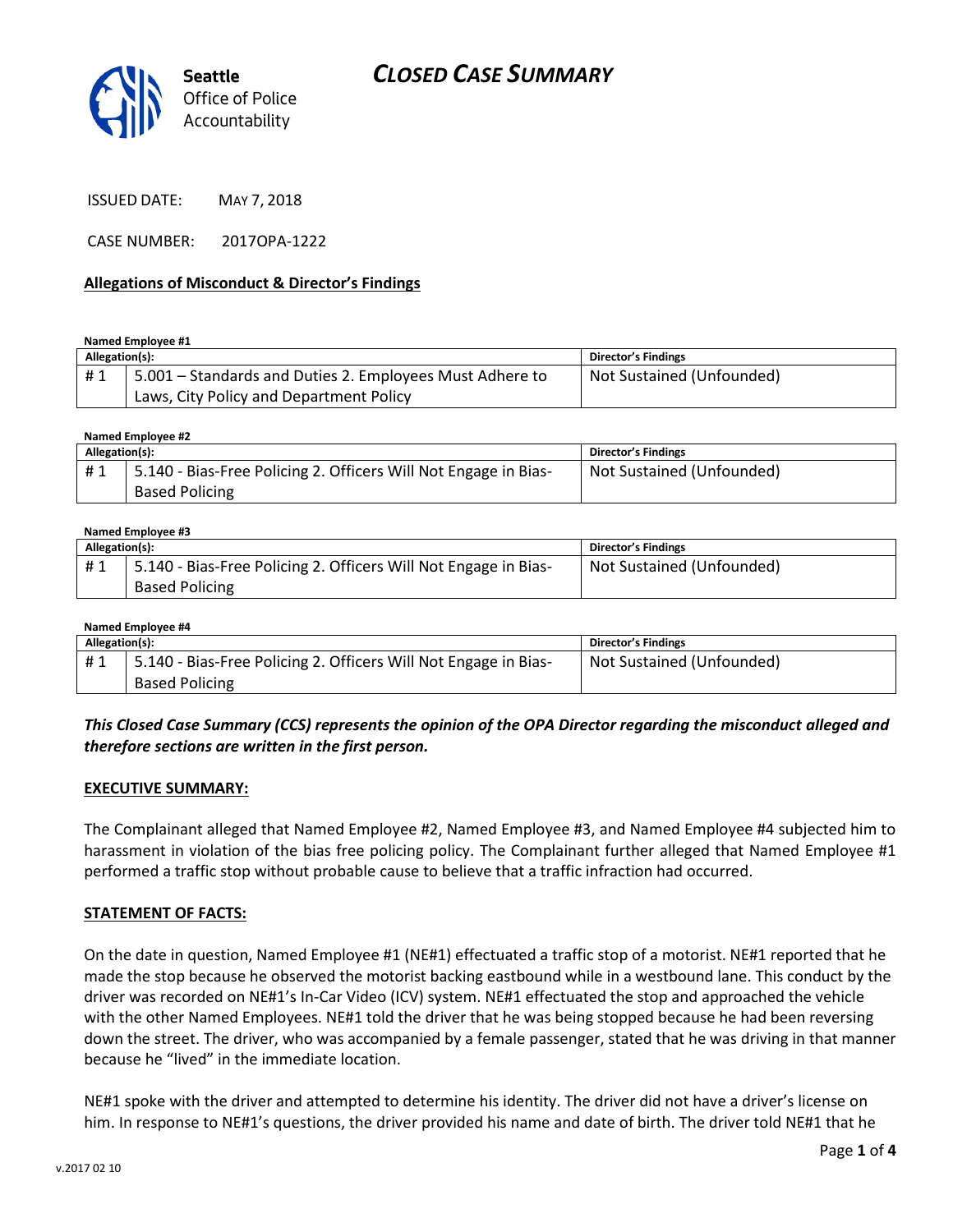Seattle Office of Police Accountability

# CLOSED CASE SUMMARY

ISSUED DATE: MAY 7, 2018

CASE NUMBER: 2017OPA-1222

## Allegations of Misconduct & Director's Findings

**Named Employee #1**

| Allegation(s): | | Director's Findings |
|---|---|---|
| # 1 | 5.001 – Standards and Duties 2. Employees Must Adhere to Laws, City Policy and Department Policy | Not Sustained (Unfounded) |

**Named Employee #2**

| Allegation(s): | | Director's Findings |
|---|---|---|
| # 1 | 5.140 - Bias-Free Policing 2. Officers Will Not Engage in Bias-Based Policing | Not Sustained (Unfounded) |

**Named Employee #3**

| Allegation(s): | | Director's Findings |
|---|---|---|
| # 1 | 5.140 - Bias-Free Policing 2. Officers Will Not Engage in Bias-Based Policing | Not Sustained (Unfounded) |

**Named Employee #4**

| Allegation(s): | | Director's Findings |
|---|---|---|
| # 1 | 5.140 - Bias-Free Policing 2. Officers Will Not Engage in Bias-Based Policing | Not Sustained (Unfounded) |

***This Closed Case Summary (CCS) represents the opinion of the OPA Director regarding the misconduct alleged and therefore sections are written in the first person.***

## EXECUTIVE SUMMARY:

The Complainant alleged that Named Employee #2, Named Employee #3, and Named Employee #4 subjected him to harassment in violation of the bias free policing policy. The Complainant further alleged that Named Employee #1 performed a traffic stop without probable cause to believe that a traffic infraction had occurred.

## STATEMENT OF FACTS:

On the date in question, Named Employee #1 (NE#1) effectuated a traffic stop of a motorist. NE#1 reported that he made the stop because he observed the motorist backing eastbound while in a westbound lane. This conduct by the driver was recorded on NE#1's In-Car Video (ICV) system. NE#1 effectuated the stop and approached the vehicle with the other Named Employees. NE#1 told the driver that he was being stopped because he had been reversing down the street. The driver, who was accompanied by a female passenger, stated that he was driving in that manner because he "lived" in the immediate location.

NE#1 spoke with the driver and attempted to determine his identity. The driver did not have a driver's license on him. In response to NE#1's questions, the driver provided his name and date of birth. The driver told NE#1 that he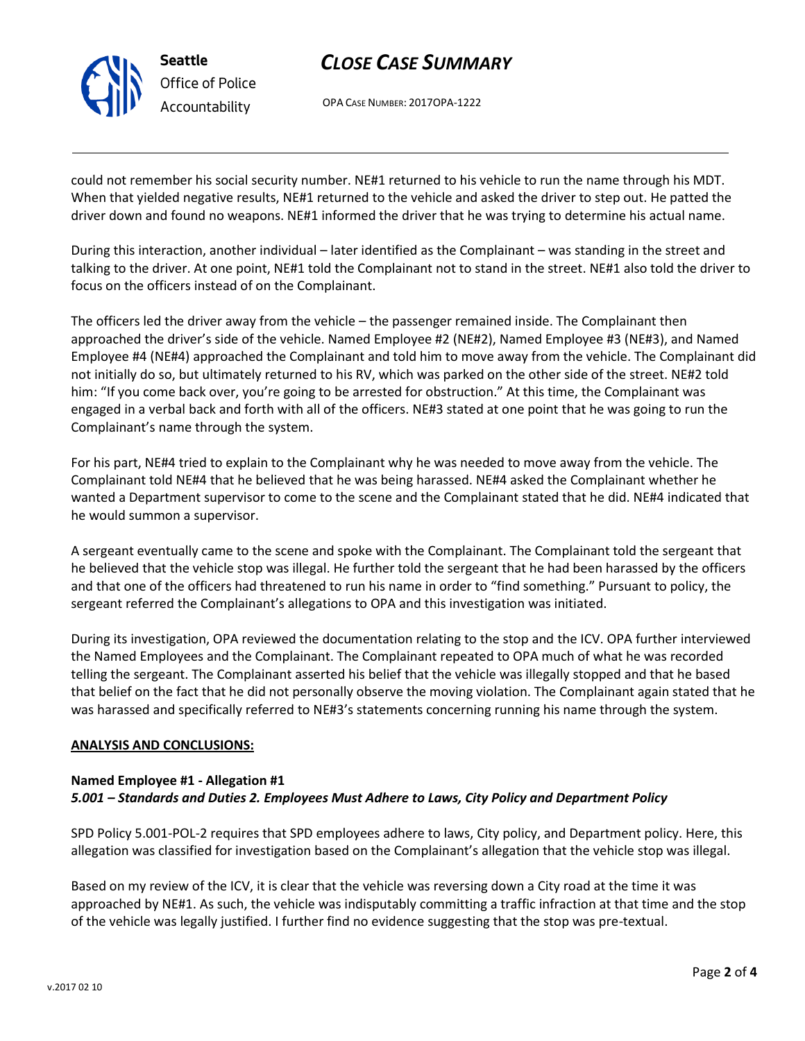could not remember his social security number. NE#1 returned to his vehicle to run the name through his MDT. When that yielded negative results, NE#1 returned to the vehicle and asked the driver to step out. He patted the driver down and found no weapons. NE#1 informed the driver that he was trying to determine his actual name.

During this interaction, another individual – later identified as the Complainant – was standing in the street and talking to the driver. At one point, NE#1 told the Complainant not to stand in the street. NE#1 also told the driver to focus on the officers instead of on the Complainant.

The officers led the driver away from the vehicle – the passenger remained inside. The Complainant then approached the driver's side of the vehicle. Named Employee #2 (NE#2), Named Employee #3 (NE#3), and Named Employee #4 (NE#4) approached the Complainant and told him to move away from the vehicle. The Complainant did not initially do so, but ultimately returned to his RV, which was parked on the other side of the street. NE#2 told him: "If you come back over, you're going to be arrested for obstruction." At this time, the Complainant was engaged in a verbal back and forth with all of the officers. NE#3 stated at one point that he was going to run the Complainant's name through the system.

For his part, NE#4 tried to explain to the Complainant why he was needed to move away from the vehicle. The Complainant told NE#4 that he believed that he was being harassed. NE#4 asked the Complainant whether he wanted a Department supervisor to come to the scene and the Complainant stated that he did. NE#4 indicated that he would summon a supervisor.

A sergeant eventually came to the scene and spoke with the Complainant. The Complainant told the sergeant that he believed that the vehicle stop was illegal. He further told the sergeant that he had been harassed by the officers and that one of the officers had threatened to run his name in order to "find something." Pursuant to policy, the sergeant referred the Complainant's allegations to OPA and this investigation was initiated.

During its investigation, OPA reviewed the documentation relating to the stop and the ICV. OPA further interviewed the Named Employees and the Complainant. The Complainant repeated to OPA much of what he was recorded telling the sergeant. The Complainant asserted his belief that the vehicle was illegally stopped and that he based that belief on the fact that he did not personally observe the moving violation. The Complainant again stated that he was harassed and specifically referred to NE#3's statements concerning running his name through the system.

**ANALYSIS AND CONCLUSIONS:**

**Named Employee #1 - Allegation #1**
***5.001 – Standards and Duties 2. Employees Must Adhere to Laws, City Policy and Department Policy***

SPD Policy 5.001-POL-2 requires that SPD employees adhere to laws, City policy, and Department policy. Here, this allegation was classified for investigation based on the Complainant's allegation that the vehicle stop was illegal.

Based on my review of the ICV, it is clear that the vehicle was reversing down a City road at the time it was approached by NE#1. As such, the vehicle was indisputably committing a traffic infraction at that time and the stop of the vehicle was legally justified. I further find no evidence suggesting that the stop was pre-textual.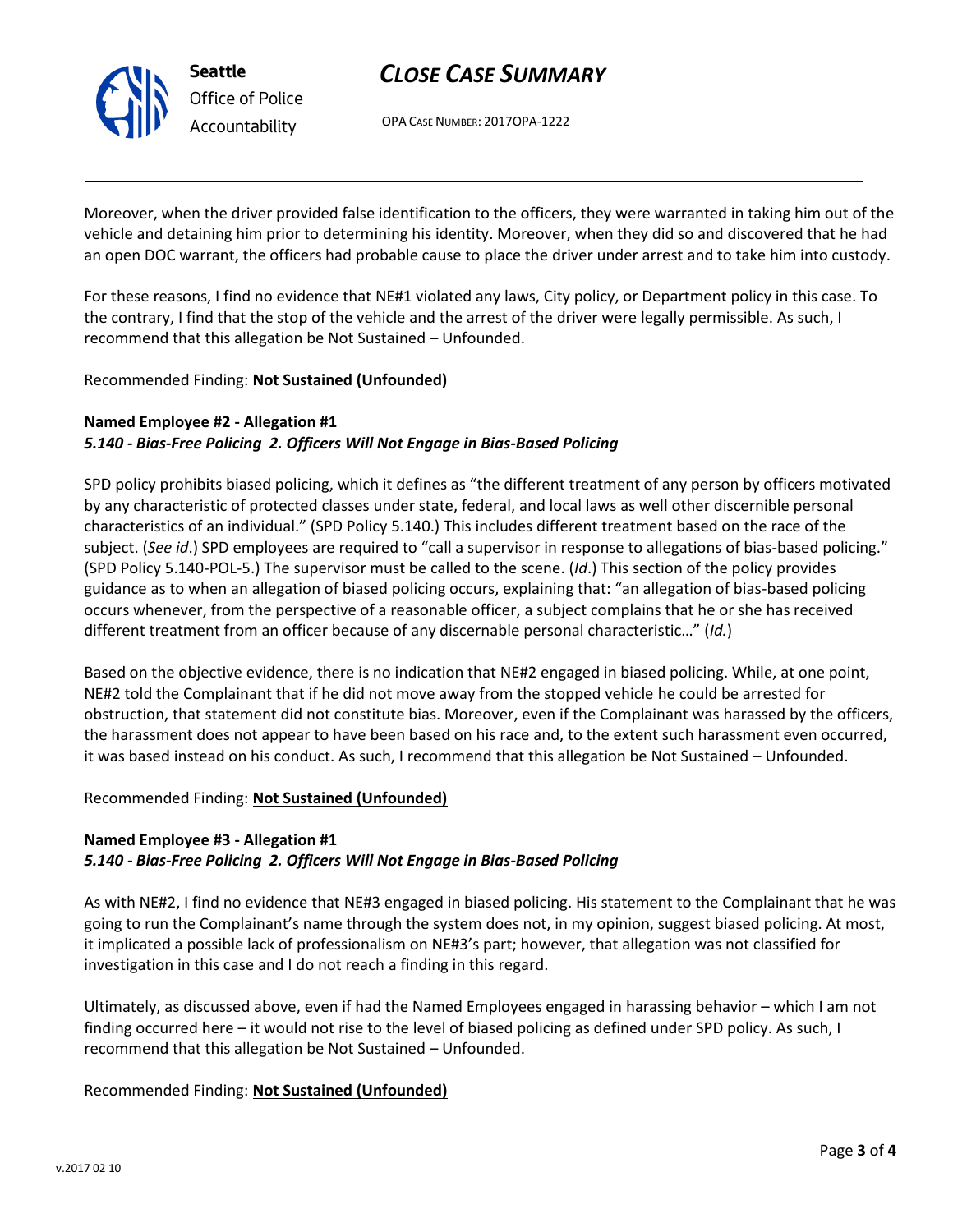Moreover, when the driver provided false identification to the officers, they were warranted in taking him out of the vehicle and detaining him prior to determining his identity. Moreover, when they did so and discovered that he had an open DOC warrant, the officers had probable cause to place the driver under arrest and to take him into custody.

For these reasons, I find no evidence that NE#1 violated any laws, City policy, or Department policy in this case. To the contrary, I find that the stop of the vehicle and the arrest of the driver were legally permissible. As such, I recommend that this allegation be Not Sustained – Unfounded.

Recommended Finding: **Not Sustained (Unfounded)**

**Named Employee #2 - Allegation #1**
***5.140 - Bias-Free Policing 2. Officers Will Not Engage in Bias-Based Policing***

SPD policy prohibits biased policing, which it defines as "the different treatment of any person by officers motivated by any characteristic of protected classes under state, federal, and local laws as well other discernible personal characteristics of an individual." (SPD Policy 5.140.) This includes different treatment based on the race of the subject. (*See id*.) SPD employees are required to "call a supervisor in response to allegations of bias-based policing." (SPD Policy 5.140-POL-5.) The supervisor must be called to the scene. (*Id*.) This section of the policy provides guidance as to when an allegation of biased policing occurs, explaining that: "an allegation of bias-based policing occurs whenever, from the perspective of a reasonable officer, a subject complains that he or she has received different treatment from an officer because of any discernable personal characteristic…" (*Id.*)

Based on the objective evidence, there is no indication that NE#2 engaged in biased policing. While, at one point, NE#2 told the Complainant that if he did not move away from the stopped vehicle he could be arrested for obstruction, that statement did not constitute bias. Moreover, even if the Complainant was harassed by the officers, the harassment does not appear to have been based on his race and, to the extent such harassment even occurred, it was based instead on his conduct. As such, I recommend that this allegation be Not Sustained – Unfounded.

Recommended Finding: **Not Sustained (Unfounded)**

**Named Employee #3 - Allegation #1**
***5.140 - Bias-Free Policing 2. Officers Will Not Engage in Bias-Based Policing***

As with NE#2, I find no evidence that NE#3 engaged in biased policing. His statement to the Complainant that he was going to run the Complainant's name through the system does not, in my opinion, suggest biased policing. At most, it implicated a possible lack of professionalism on NE#3's part; however, that allegation was not classified for investigation in this case and I do not reach a finding in this regard.

Ultimately, as discussed above, even if had the Named Employees engaged in harassing behavior – which I am not finding occurred here – it would not rise to the level of biased policing as defined under SPD policy. As such, I recommend that this allegation be Not Sustained – Unfounded.

Recommended Finding: **Not Sustained (Unfounded)**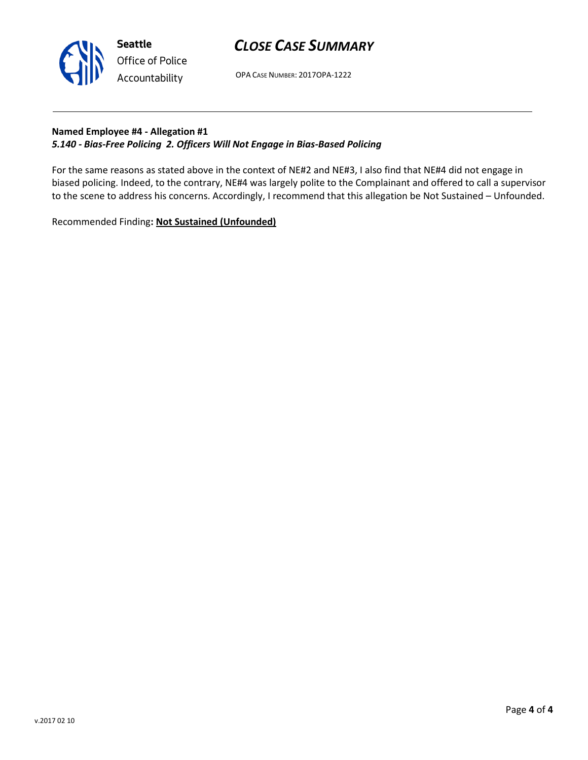**Named Employee #4 - Allegation #1**
***5.140 - Bias-Free Policing 2. Officers Will Not Engage in Bias-Based Policing***

For the same reasons as stated above in the context of NE#2 and NE#3, I also find that NE#4 did not engage in biased policing. Indeed, to the contrary, NE#4 was largely polite to the Complainant and offered to call a supervisor to the scene to address his concerns. Accordingly, I recommend that this allegation be Not Sustained – Unfounded.

Recommended Finding**: <u>Not Sustained (Unfounded)</u>**